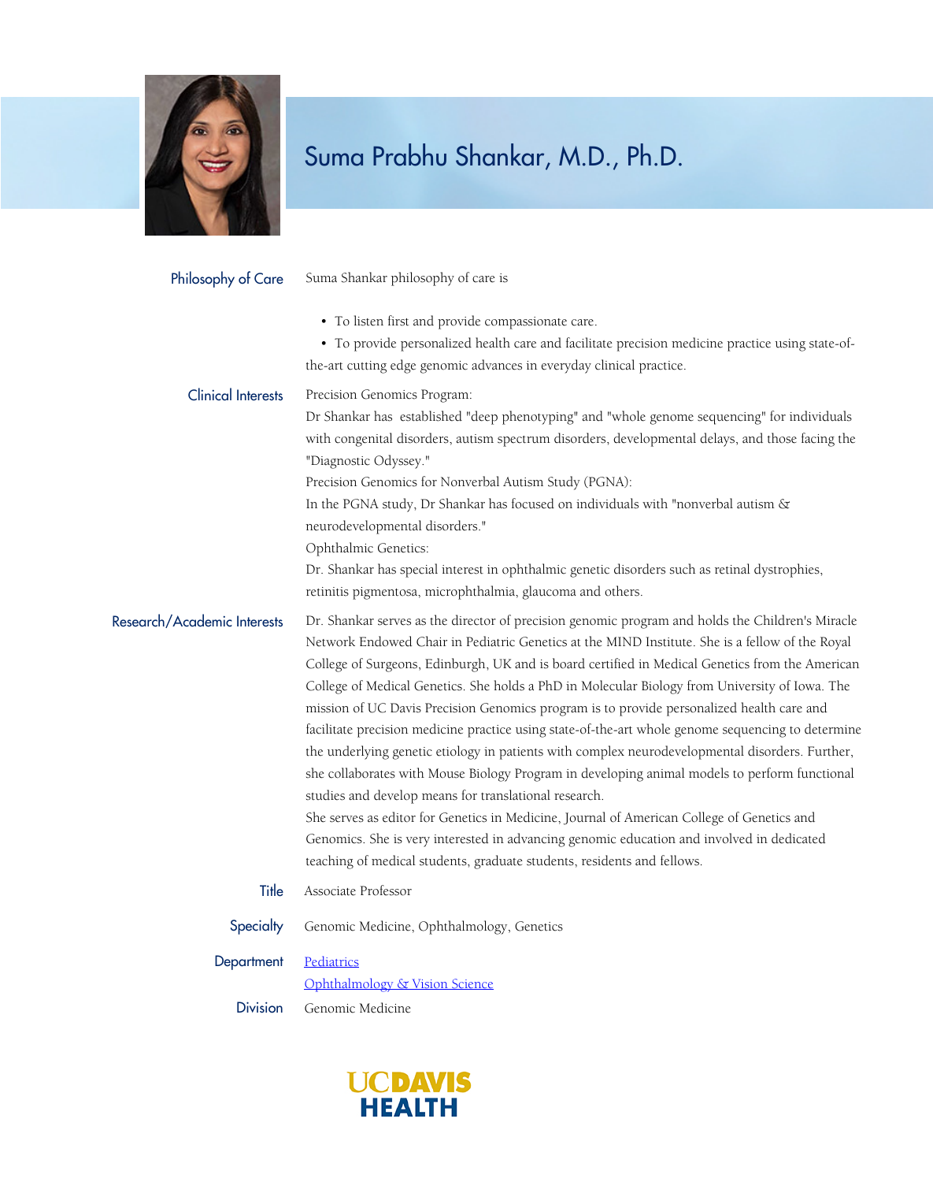# Suma Prabhu Shankar, M.D., Ph.D.

**Philosophy of Care**

Suma Shankar philosophy of care is

- To listen first and provide compassionate care.
- To provide personalized health care and facilitate precision medicine practice using state-of-the-art cutting edge genomic advances in everyday clinical practice.

**Clinical Interests**

Precision Genomics Program:
Dr Shankar has established "deep phenotyping" and "whole genome sequencing" for individuals with congenital disorders, autism spectrum disorders, developmental delays, and those facing the "Diagnostic Odyssey."
Precision Genomics for Nonverbal Autism Study (PGNA):
In the PGNA study, Dr Shankar has focused on individuals with "nonverbal autism & neurodevelopmental disorders."
Ophthalmic Genetics:
Dr. Shankar has special interest in ophthalmic genetic disorders such as retinal dystrophies, retinitis pigmentosa, microphthalmia, glaucoma and others.

**Research/Academic Interests**

Dr. Shankar serves as the director of precision genomic program and holds the Children's Miracle Network Endowed Chair in Pediatric Genetics at the MIND Institute. She is a fellow of the Royal College of Surgeons, Edinburgh, UK and is board certified in Medical Genetics from the American College of Medical Genetics. She holds a PhD in Molecular Biology from University of Iowa. The mission of UC Davis Precision Genomics program is to provide personalized health care and facilitate precision medicine practice using state-of-the-art whole genome sequencing to determine the underlying genetic etiology in patients with complex neurodevelopmental disorders. Further, she collaborates with Mouse Biology Program in developing animal models to perform functional studies and develop means for translational research.
She serves as editor for Genetics in Medicine, Journal of American College of Genetics and Genomics. She is very interested in advancing genomic education and involved in dedicated teaching of medical students, graduate students, residents and fellows.

**Title**

Associate Professor

**Specialty**

Genomic Medicine, Ophthalmology, Genetics

**Department**

Pediatrics
Ophthalmology & Vision Science

**Division**

Genomic Medicine

UC DAVIS HEALTH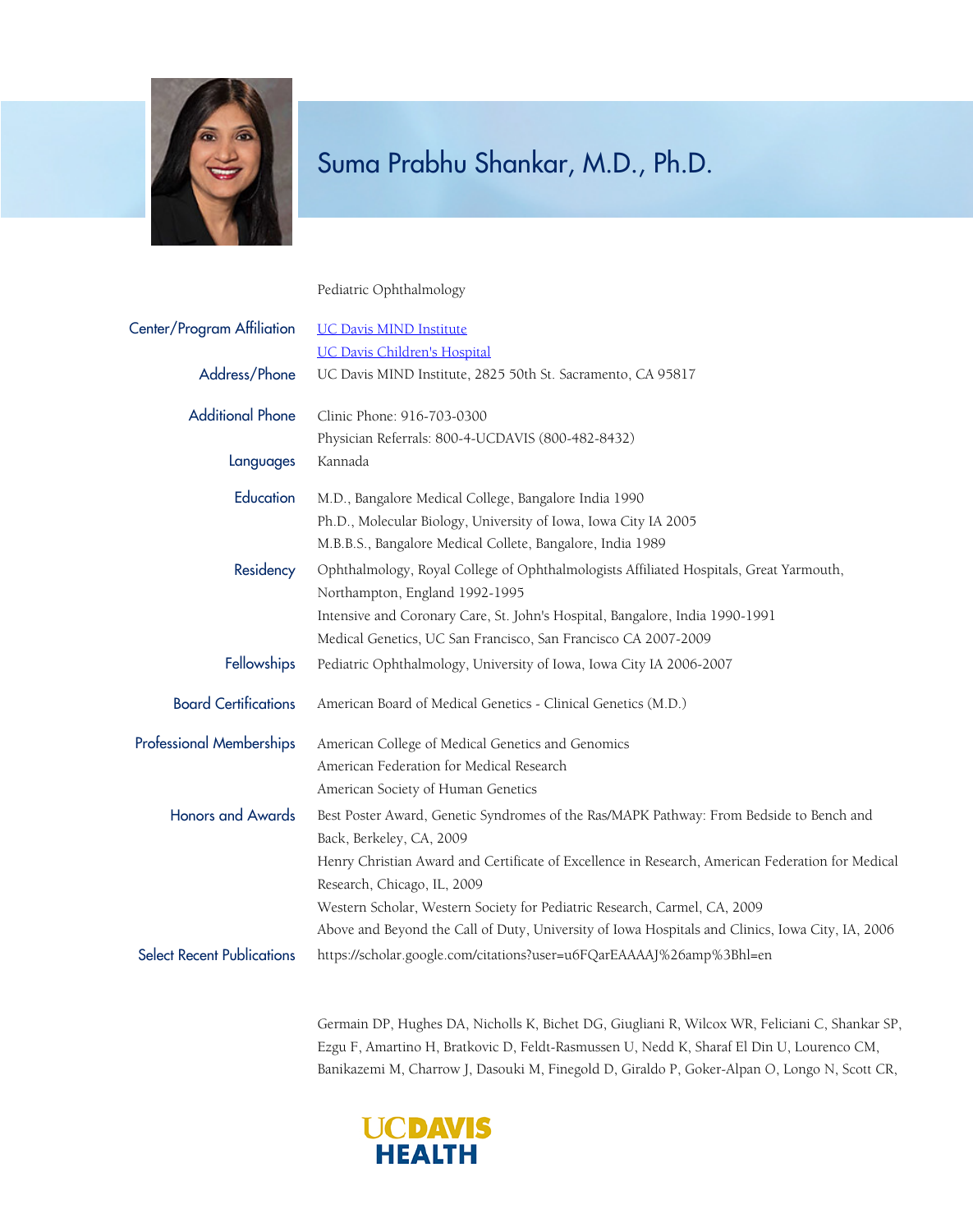# Suma Prabhu Shankar, M.D., Ph.D.

Pediatric Ophthalmology

**Center/Program Affiliation**
[UC Davis MIND Institute]
[UC Davis Children's Hospital]

**Address/Phone**
UC Davis MIND Institute, 2825 50th St. Sacramento, CA 95817

**Additional Phone**
Clinic Phone: 916-703-0300
Physician Referrals: 800-4-UCDAVIS (800-482-8432)

**Languages**
Kannada

**Education**
M.D., Bangalore Medical College, Bangalore India 1990
Ph.D., Molecular Biology, University of Iowa, Iowa City IA 2005
M.B.B.S., Bangalore Medical Collete, Bangalore, India 1989

**Residency**
Ophthalmology, Royal College of Ophthalmologists Affiliated Hospitals, Great Yarmouth, Northampton, England 1992-1995
Intensive and Coronary Care, St. John's Hospital, Bangalore, India 1990-1991
Medical Genetics, UC San Francisco, San Francisco CA 2007-2009

**Fellowships**
Pediatric Ophthalmology, University of Iowa, Iowa City IA 2006-2007

**Board Certifications**
American Board of Medical Genetics - Clinical Genetics (M.D.)

**Professional Memberships**
American College of Medical Genetics and Genomics
American Federation for Medical Research
American Society of Human Genetics

**Honors and Awards**
Best Poster Award, Genetic Syndromes of the Ras/MAPK Pathway: From Bedside to Bench and Back, Berkeley, CA, 2009
Henry Christian Award and Certificate of Excellence in Research, American Federation for Medical Research, Chicago, IL, 2009
Western Scholar, Western Society for Pediatric Research, Carmel, CA, 2009
Above and Beyond the Call of Duty, University of Iowa Hospitals and Clinics, Iowa City, IA, 2006

**Select Recent Publications**
https://scholar.google.com/citations?user=u6FQarEAAAAJ%26amp%3Bhl=en

Germain DP, Hughes DA, Nicholls K, Bichet DG, Giugliani R, Wilcox WR, Feliciani C, Shankar SP, Ezgu F, Amartino H, Bratkovic D, Feldt-Rasmussen U, Nedd K, Sharaf El Din U, Lourenco CM, Banikazemi M, Charrow J, Dasouki M, Finegold D, Giraldo P, Goker-Alpan O, Longo N, Scott CR,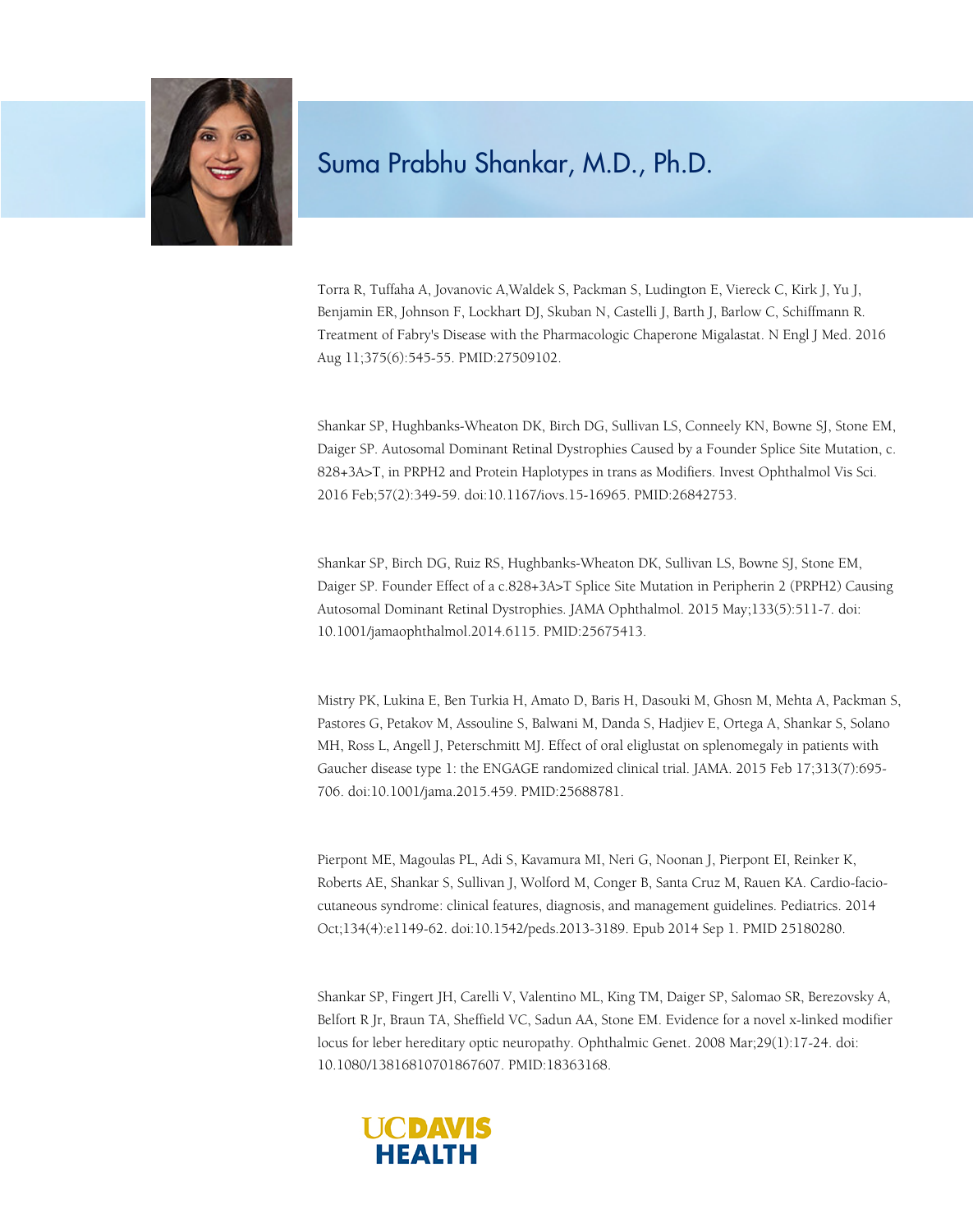# Suma Prabhu Shankar, M.D., Ph.D.

Torra R, Tuffaha A, Jovanovic A,Waldek S, Packman S, Ludington E, Viereck C, Kirk J, Yu J, Benjamin ER, Johnson F, Lockhart DJ, Skuban N, Castelli J, Barth J, Barlow C, Schiffmann R. Treatment of Fabry's Disease with the Pharmacologic Chaperone Migalastat. N Engl J Med. 2016 Aug 11;375(6):545-55. PMID:27509102.

Shankar SP, Hughbanks-Wheaton DK, Birch DG, Sullivan LS, Conneely KN, Bowne SJ, Stone EM, Daiger SP. Autosomal Dominant Retinal Dystrophies Caused by a Founder Splice Site Mutation, c. 828+3A>T, in PRPH2 and Protein Haplotypes in trans as Modifiers. Invest Ophthalmol Vis Sci. 2016 Feb;57(2):349-59. doi:10.1167/iovs.15-16965. PMID:26842753.

Shankar SP, Birch DG, Ruiz RS, Hughbanks-Wheaton DK, Sullivan LS, Bowne SJ, Stone EM, Daiger SP. Founder Effect of a c.828+3A>T Splice Site Mutation in Peripherin 2 (PRPH2) Causing Autosomal Dominant Retinal Dystrophies. JAMA Ophthalmol. 2015 May;133(5):511-7. doi: 10.1001/jamaophthalmol.2014.6115. PMID:25675413.

Mistry PK, Lukina E, Ben Turkia H, Amato D, Baris H, Dasouki M, Ghosn M, Mehta A, Packman S, Pastores G, Petakov M, Assouline S, Balwani M, Danda S, Hadjiev E, Ortega A, Shankar S, Solano MH, Ross L, Angell J, Peterschmitt MJ. Effect of oral eliglustat on splenomegaly in patients with Gaucher disease type 1: the ENGAGE randomized clinical trial. JAMA. 2015 Feb 17;313(7):695-706. doi:10.1001/jama.2015.459. PMID:25688781.

Pierpont ME, Magoulas PL, Adi S, Kavamura MI, Neri G, Noonan J, Pierpont EI, Reinker K, Roberts AE, Shankar S, Sullivan J, Wolford M, Conger B, Santa Cruz M, Rauen KA. Cardio-facio-cutaneous syndrome: clinical features, diagnosis, and management guidelines. Pediatrics. 2014 Oct;134(4):e1149-62. doi:10.1542/peds.2013-3189. Epub 2014 Sep 1. PMID 25180280.

Shankar SP, Fingert JH, Carelli V, Valentino ML, King TM, Daiger SP, Salomao SR, Berezovsky A, Belfort R Jr, Braun TA, Sheffield VC, Sadun AA, Stone EM. Evidence for a novel x-linked modifier locus for leber hereditary optic neuropathy. Ophthalmic Genet. 2008 Mar;29(1):17-24. doi: 10.1080/13816810701867607. PMID:18363168.

UCDAVIS HEALTH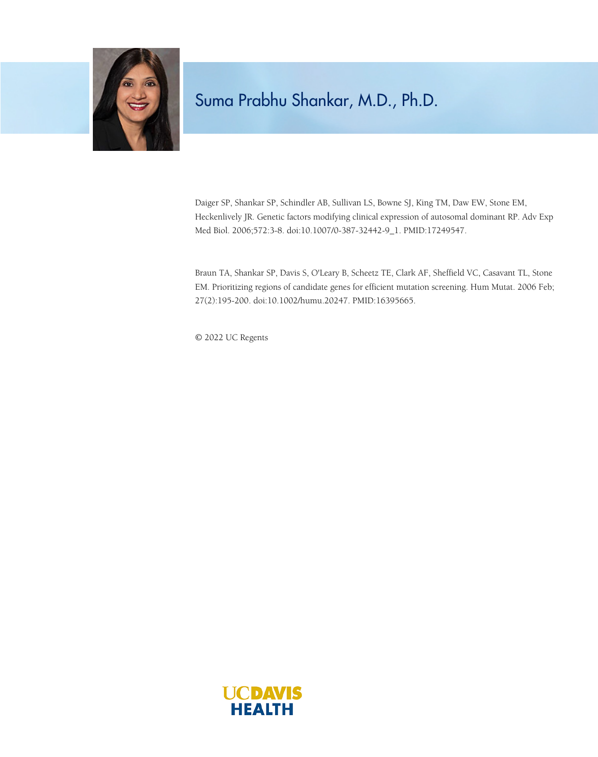# Suma Prabhu Shankar, M.D., Ph.D.

Daiger SP, Shankar SP, Schindler AB, Sullivan LS, Bowne SJ, King TM, Daw EW, Stone EM, Heckenlively JR. Genetic factors modifying clinical expression of autosomal dominant RP. Adv Exp Med Biol. 2006;572:3-8. doi:10.1007/0-387-32442-9_1. PMID:17249547.

Braun TA, Shankar SP, Davis S, O'Leary B, Scheetz TE, Clark AF, Sheffield VC, Casavant TL, Stone EM. Prioritizing regions of candidate genes for efficient mutation screening. Hum Mutat. 2006 Feb; 27(2):195-200. doi:10.1002/humu.20247. PMID:16395665.

© 2022 UC Regents

UC DAVIS HEALTH